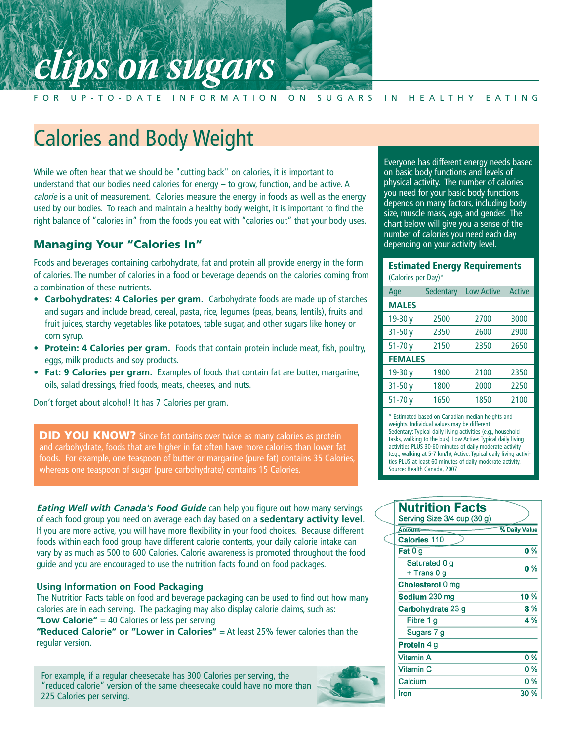# clips on sugars

FOR UP-TO-DATE INFORMATION ON SUGARS IN HEALTHY EATING

## Calories and Body Weight

While we often hear that we should be "cutting back" on calories, it is important to understand that our bodies need calories for energy – to grow, function, and be active. A *calorie* is a unit of measurement. Calories measure the energy in foods as well as the energy used by our bodies. To reach and maintain a healthy body weight, it is important to find the right balance of "calories in" from the foods you eat with "calories out" that your body uses.

### Managing Your "Calories In"

Foods and beverages containing carbohydrate, fat and protein all provide energy in the form of calories. The number of calories in a food or beverage depends on the calories coming from a combination of these nutrients.

- **Carbohydrates: 4 Calories per gram.** Carbohydrate foods are made up of starches and sugars and include bread, cereal, pasta, rice, legumes (peas, beans, lentils), fruits and fruit juices, starchy vegetables like potatoes, table sugar, and other sugars like honey or corn syrup.
- **Protein: 4 Calories per gram.** Foods that contain protein include meat, fish, poultry, eggs, milk products and soy products.
- **Fat: 9 Calories per gram.** Examples of foods that contain fat are butter, margarine, oils, salad dressings, fried foods, meats, cheeses, and nuts.

Don't forget about alcohol! It has 7 Calories per gram.

**DID YOU KNOW?** Since fat contains over twice as many calories as protein and carbohydrate, foods that are higher in fat often have more calories than lower fat foods. For example, one teaspoon of butter or margarine (pure fat) contains 35 Calories, whereas one teaspoon of sugar (pure carbohydrate) contains 15 Calories.

Everyone has different energy needs based on basic body functions and levels of physical activity. The number of calories you need for your basic body functions depends on many factors, including body size, muscle mass, age, and gender. The chart below will give you a sense of the number of calories you need each day depending on your activity level.

**Estimated Energy Requirements**
(Calories per Day)*

| Age | Sedentary | Low Active | Active |
|---|---|---|---|
| **MALES** | | | |
| 19-30 y | 2500 | 2700 | 3000 |
| 31-50 y | 2350 | 2600 | 2900 |
| 51-70 y | 2150 | 2350 | 2650 |
| **FEMALES** | | | |
| 19-30 y | 1900 | 2100 | 2350 |
| 31-50 y | 1800 | 2000 | 2250 |
| 51-70 y | 1650 | 1850 | 2100 |

\* Estimated based on Canadian median heights and weights. Individual values may be different.
Sedentary: Typical daily living activities (e.g., household tasks, walking to the bus); Low Active: Typical daily living activities PLUS 30-60 minutes of daily moderate activity (e.g., walking at 5-7 km/h); Active: Typical daily living activities PLUS at least 60 minutes of daily moderate activity.
Source: Health Canada, 2007

***Eating Well with Canada's Food Guide*** can help you figure out how many servings of each food group you need on average each day based on a **sedentary activity level**. If you are more active, you will have more flexibility in your food choices. Because different foods within each food group have different calorie contents, your daily calorie intake can vary by as much as 500 to 600 Calories. Calorie awareness is promoted throughout the food guide and you are encouraged to use the nutrition facts found on food packages.

### Using Information on Food Packaging

The Nutrition Facts table on food and beverage packaging can be used to find out how many calories are in each serving. The packaging may also display calorie claims, such as:

**"Low Calorie"** = 40 Calories or less per serving
**"Reduced Calorie" or "Lower in Calories"** = At least 25% fewer calories than the regular version.

For example, if a regular cheesecake has 300 Calories per serving, the "reduced calorie" version of the same cheesecake could have no more than 225 Calories per serving.

**Nutrition Facts**
Serving Size 3/4 cup (30 g)

| Amount | % Daily Value |
|---|---|
| **Calories** 110 | |
| **Fat** 0 g | 0 % |
| Saturated 0 g + Trans 0 g | 0 % |
| **Cholesterol** 0 mg | |
| **Sodium** 230 mg | 10 % |
| **Carbohydrate** 23 g | 8 % |
| Fibre 1 g | 4 % |
| Sugars 7 g | |
| **Protein** 4 g | |
| Vitamin A | 0 % |
| Vitamin C | 0 % |
| Calcium | 0 % |
| Iron | 30 % |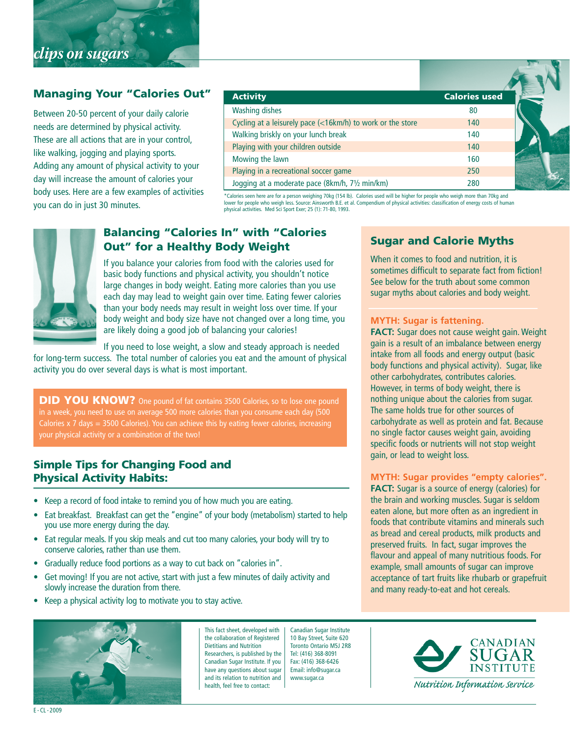*clips on sugars*

## Managing Your "Calories Out"

Between 20-50 percent of your daily calorie needs are determined by physical activity. These are all actions that are in your control, like walking, jogging and playing sports. Adding any amount of physical activity to your day will increase the amount of calories your body uses. Here are a few examples of activities you can do in just 30 minutes.

| Activity | Calories used |
|---|---|
| Washing dishes | 80 |
| Cycling at a leisurely pace (<16km/h) to work or the store | 140 |
| Walking briskly on your lunch break | 140 |
| Playing with your children outside | 140 |
| Mowing the lawn | 160 |
| Playing in a recreational soccer game | 250 |
| Jogging at a moderate pace (8km/h, 7½ min/km) | 280 |

*Calories seen here are for a person weighing 70kg (154 lb). Calories used will be higher for people who weigh more than 70kg and lower for people who weigh less. Source: Ainsworth B.E. et al. Compendium of physical activities: classification of energy costs of human physical activities. Med Sci Sport Exer; 25 (1): 71-80, 1993.

## Balancing "Calories In" with "Calories Out" for a Healthy Body Weight

If you balance your calories from food with the calories used for basic body functions and physical activity, you shouldn't notice large changes in body weight. Eating more calories than you use each day may lead to weight gain over time. Eating fewer calories than your body needs may result in weight loss over time. If your body weight and body size have not changed over a long time, you are likely doing a good job of balancing your calories!

If you need to lose weight, a slow and steady approach is needed for long-term success. The total number of calories you eat and the amount of physical activity you do over several days is what is most important.

**DID YOU KNOW?** One pound of fat contains 3500 Calories, so to lose one pound in a week, you need to use on average 500 more calories than you consume each day (500 Calories x 7 days = 3500 Calories). You can achieve this by eating fewer calories, increasing your physical activity or a combination of the two!

## Simple Tips for Changing Food and Physical Activity Habits:

- Keep a record of food intake to remind you of how much you are eating.
- Eat breakfast. Breakfast can get the "engine" of your body (metabolism) started to help you use more energy during the day.
- Eat regular meals. If you skip meals and cut too many calories, your body will try to conserve calories, rather than use them.
- Gradually reduce food portions as a way to cut back on "calories in".
- Get moving! If you are not active, start with just a few minutes of daily activity and slowly increase the duration from there.
- Keep a physical activity log to motivate you to stay active.

## Sugar and Calorie Myths

When it comes to food and nutrition, it is sometimes difficult to separate fact from fiction! See below for the truth about some common sugar myths about calories and body weight.

**MYTH: Sugar is fattening.**
**FACT:** Sugar does not cause weight gain. Weight gain is a result of an imbalance between energy intake from all foods and energy output (basic body functions and physical activity). Sugar, like other carbohydrates, contributes calories. However, in terms of body weight, there is nothing unique about the calories from sugar. The same holds true for other sources of carbohydrate as well as protein and fat. Because no single factor causes weight gain, avoiding specific foods or nutrients will not stop weight gain, or lead to weight loss.

**MYTH: Sugar provides "empty calories".**
**FACT:** Sugar is a source of energy (calories) for the brain and working muscles. Sugar is seldom eaten alone, but more often as an ingredient in foods that contribute vitamins and minerals such as bread and cereal products, milk products and preserved fruits. In fact, sugar improves the flavour and appeal of many nutritious foods. For example, small amounts of sugar can improve acceptance of tart fruits like rhubarb or grapefruit and many ready-to-eat and hot cereals.

This fact sheet, developed with the collaboration of Registered Dietitians and Nutrition Researchers, is published by the Canadian Sugar Institute. If you have any questions about sugar and its relation to nutrition and health, feel free to contact:

Canadian Sugar Institute
10 Bay Street, Suite 620
Toronto Ontario M5J 2R8
Tel: (416) 368-8091
Fax: (416) 368-6426
Email: info@sugar.ca
www.sugar.ca

CANADIAN SUGAR INSTITUTE
*Nutrition Information Service*

E - CL - 2009